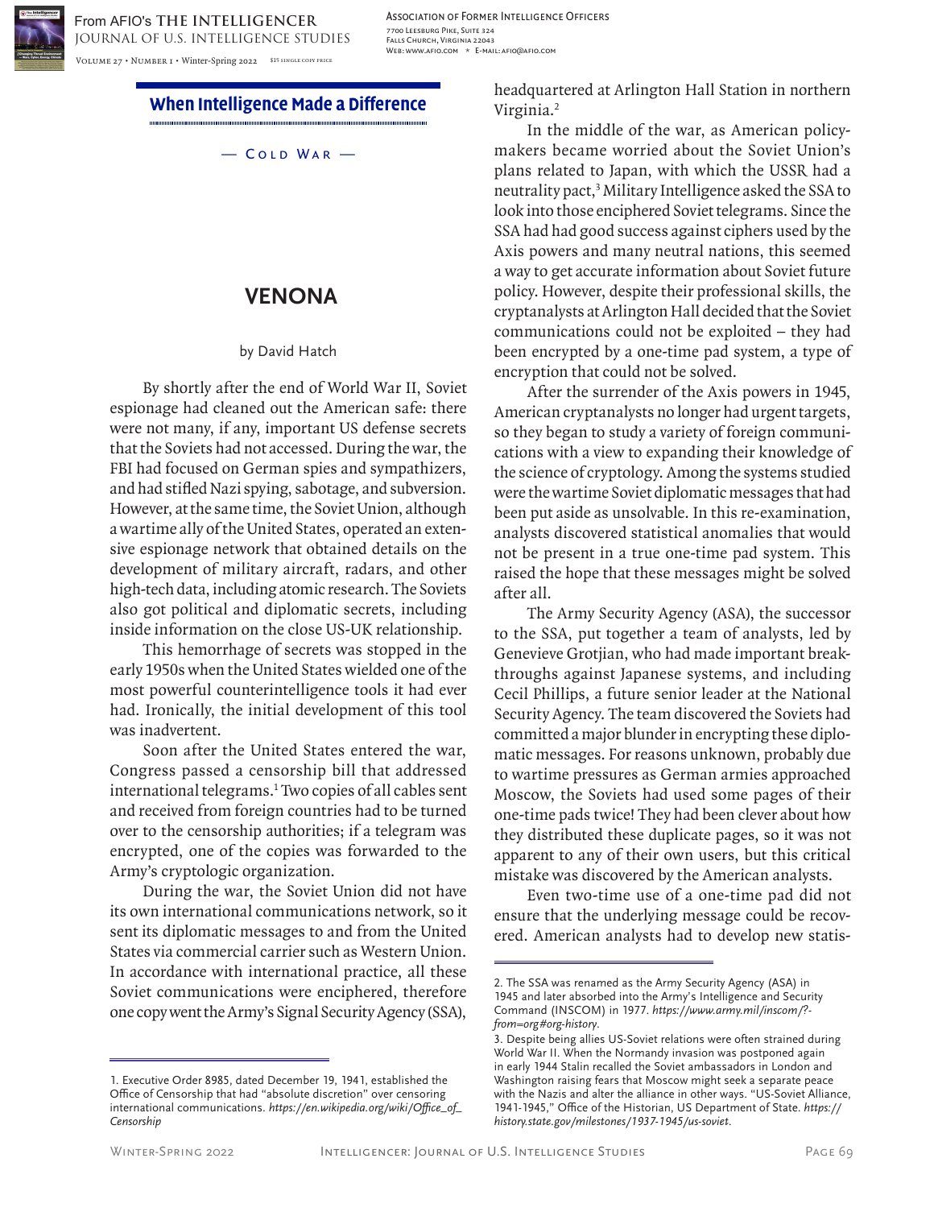## When Intelligence Made a Difference

— Cold War —

# VENONA

by David Hatch

By shortly after the end of World War II, Soviet espionage had cleaned out the American safe: there were not many, if any, important US defense secrets that the Soviets had not accessed. During the war, the FBI had focused on German spies and sympathizers, and had stifled Nazi spying, sabotage, and subversion. However, at the same time, the Soviet Union, although a wartime ally of the United States, operated an extensive espionage network that obtained details on the development of military aircraft, radars, and other high-tech data, including atomic research. The Soviets also got political and diplomatic secrets, including inside information on the close US-UK relationship.

This hemorrhage of secrets was stopped in the early 1950s when the United States wielded one of the most powerful counterintelligence tools it had ever had. Ironically, the initial development of this tool was inadvertent.

Soon after the United States entered the war, Congress passed a censorship bill that addressed international telegrams.[1] Two copies of all cables sent and received from foreign countries had to be turned over to the censorship authorities; if a telegram was encrypted, one of the copies was forwarded to the Army's cryptologic organization.

During the war, the Soviet Union did not have its own international communications network, so it sent its diplomatic messages to and from the United States via commercial carrier such as Western Union. In accordance with international practice, all these Soviet communications were enciphered, therefore one copy went the Army's Signal Security Agency (SSA), headquartered at Arlington Hall Station in northern Virginia.[2]

In the middle of the war, as American policymakers became worried about the Soviet Union's plans related to Japan, with which the USSR had a neutrality pact,[3] Military Intelligence asked the SSA to look into those enciphered Soviet telegrams. Since the SSA had had good success against ciphers used by the Axis powers and many neutral nations, this seemed a way to get accurate information about Soviet future policy. However, despite their professional skills, the cryptanalysts at Arlington Hall decided that the Soviet communications could not be exploited – they had been encrypted by a one-time pad system, a type of encryption that could not be solved.

After the surrender of the Axis powers in 1945, American cryptanalysts no longer had urgent targets, so they began to study a variety of foreign communications with a view to expanding their knowledge of the science of cryptology. Among the systems studied were the wartime Soviet diplomatic messages that had been put aside as unsolvable. In this re-examination, analysts discovered statistical anomalies that would not be present in a true one-time pad system. This raised the hope that these messages might be solved after all.

The Army Security Agency (ASA), the successor to the SSA, put together a team of analysts, led by Genevieve Grotjian, who had made important breakthroughs against Japanese systems, and including Cecil Phillips, a future senior leader at the National Security Agency. The team discovered the Soviets had committed a major blunder in encrypting these diplomatic messages. For reasons unknown, probably due to wartime pressures as German armies approached Moscow, the Soviets had used some pages of their one-time pads twice! They had been clever about how they distributed these duplicate pages, so it was not apparent to any of their own users, but this critical mistake was discovered by the American analysts.

Even two-time use of a one-time pad did not ensure that the underlying message could be recovered. American analysts had to develop new statis-

---

1. Executive Order 8985, dated December 19, 1941, established the Office of Censorship that had "absolute discretion" over censoring international communications. *https://en.wikipedia.org/wiki/Office_of_Censorship*

2. The SSA was renamed as the Army Security Agency (ASA) in 1945 and later absorbed into the Army's Intelligence and Security Command (INSCOM) in 1977. *https://www.army.mil/inscom/?-from=org#org-history*.

3. Despite being allies US-Soviet relations were often strained during World War II. When the Normandy invasion was postponed again in early 1944 Stalin recalled the Soviet ambassadors in London and Washington raising fears that Moscow might seek a separate peace with the Nazis and alter the alliance in other ways. "US-Soviet Alliance, 1941-1945," Office of the Historian, US Department of State. *https://history.state.gov/milestones/1937-1945/us-soviet*.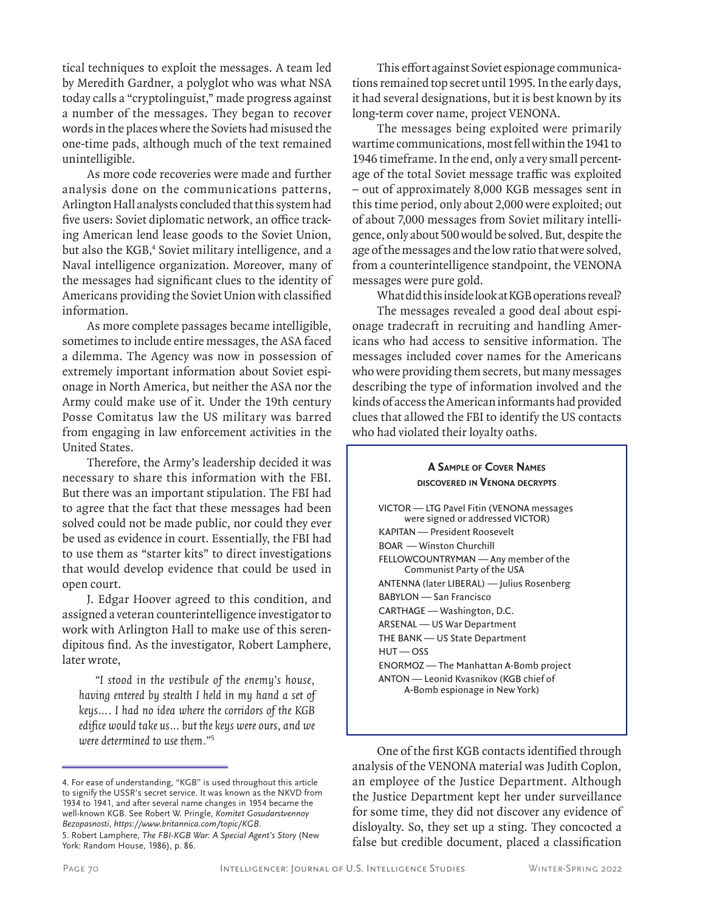tical techniques to exploit the messages. A team led by Meredith Gardner, a polyglot who was what NSA today calls a "cryptolinguist," made progress against a number of the messages. They began to recover words in the places where the Soviets had misused the one-time pads, although much of the text remained unintelligible.

As more code recoveries were made and further analysis done on the communications patterns, Arlington Hall analysts concluded that this system had five users: Soviet diplomatic network, an office tracking American lend lease goods to the Soviet Union, but also the KGB,[4] Soviet military intelligence, and a Naval intelligence organization. Moreover, many of the messages had significant clues to the identity of Americans providing the Soviet Union with classified information.

As more complete passages became intelligible, sometimes to include entire messages, the ASA faced a dilemma. The Agency was now in possession of extremely important information about Soviet espionage in North America, but neither the ASA nor the Army could make use of it. Under the 19th century Posse Comitatus law the US military was barred from engaging in law enforcement activities in the United States.

Therefore, the Army's leadership decided it was necessary to share this information with the FBI. But there was an important stipulation. The FBI had to agree that the fact that these messages had been solved could not be made public, nor could they ever be used as evidence in court. Essentially, the FBI had to use them as "starter kits" to direct investigations that would develop evidence that could be used in open court.

J. Edgar Hoover agreed to this condition, and assigned a veteran counterintelligence investigator to work with Arlington Hall to make use of this serendipitous find. As the investigator, Robert Lamphere, later wrote,

> *"I stood in the vestibule of the enemy's house, having entered by stealth I held in my hand a set of keys.... I had no idea where the corridors of the KGB edifice would take us... but the keys were ours, and we were determined to use them."*[5]

This effort against Soviet espionage communications remained top secret until 1995. In the early days, it had several designations, but it is best known by its long-term cover name, project VENONA.

The messages being exploited were primarily wartime communications, most fell within the 1941 to 1946 timeframe. In the end, only a very small percentage of the total Soviet message traffic was exploited – out of approximately 8,000 KGB messages sent in this time period, only about 2,000 were exploited; out of about 7,000 messages from Soviet military intelligence, only about 500 would be solved. But, despite the age of the messages and the low ratio that were solved, from a counterintelligence standpoint, the VENONA messages were pure gold.

What did this inside look at KGB operations reveal?

The messages revealed a good deal about espionage tradecraft in recruiting and handling Americans who had access to sensitive information. The messages included cover names for the Americans who were providing them secrets, but many messages describing the type of information involved and the kinds of access the American informants had provided clues that allowed the FBI to identify the US contacts who had violated their loyalty oaths.

**A Sample of Cover Names discovered in Venona decrypts**

- VICTOR — LTG Pavel Fitin (VENONA messages were signed or addressed VICTOR)
- KAPITAN — President Roosevelt
- BOAR — Winston Churchill
- FELLOWCOUNTRYMAN — Any member of the Communist Party of the USA
- ANTENNA (later LIBERAL) — Julius Rosenberg
- BABYLON — San Francisco
- CARTHAGE — Washington, D.C.
- ARSENAL — US War Department
- THE BANK — US State Department
- HUT — OSS
- ENORMOZ — The Manhattan A-Bomb project
- ANTON — Leonid Kvasnikov (KGB chief of A-Bomb espionage in New York)

One of the first KGB contacts identified through analysis of the VENONA material was Judith Coplon, an employee of the Justice Department. Although the Justice Department kept her under surveillance for some time, they did not discover any evidence of disloyalty. So, they set up a sting. They concocted a false but credible document, placed a classification

4. For ease of understanding, "KGB" is used throughout this article to signify the USSR's secret service. It was known as the NKVD from 1934 to 1941, and after several name changes in 1954 became the well-known KGB. See Robert W. Pringle, *Komitet Gosudarstvennoy Bezopasnosti*, *https://www.britannica.com/topic/KGB*.

5. Robert Lamphere, *The FBI-KGB War: A Special Agent's Story* (New York: Random House, 1986), p. 86.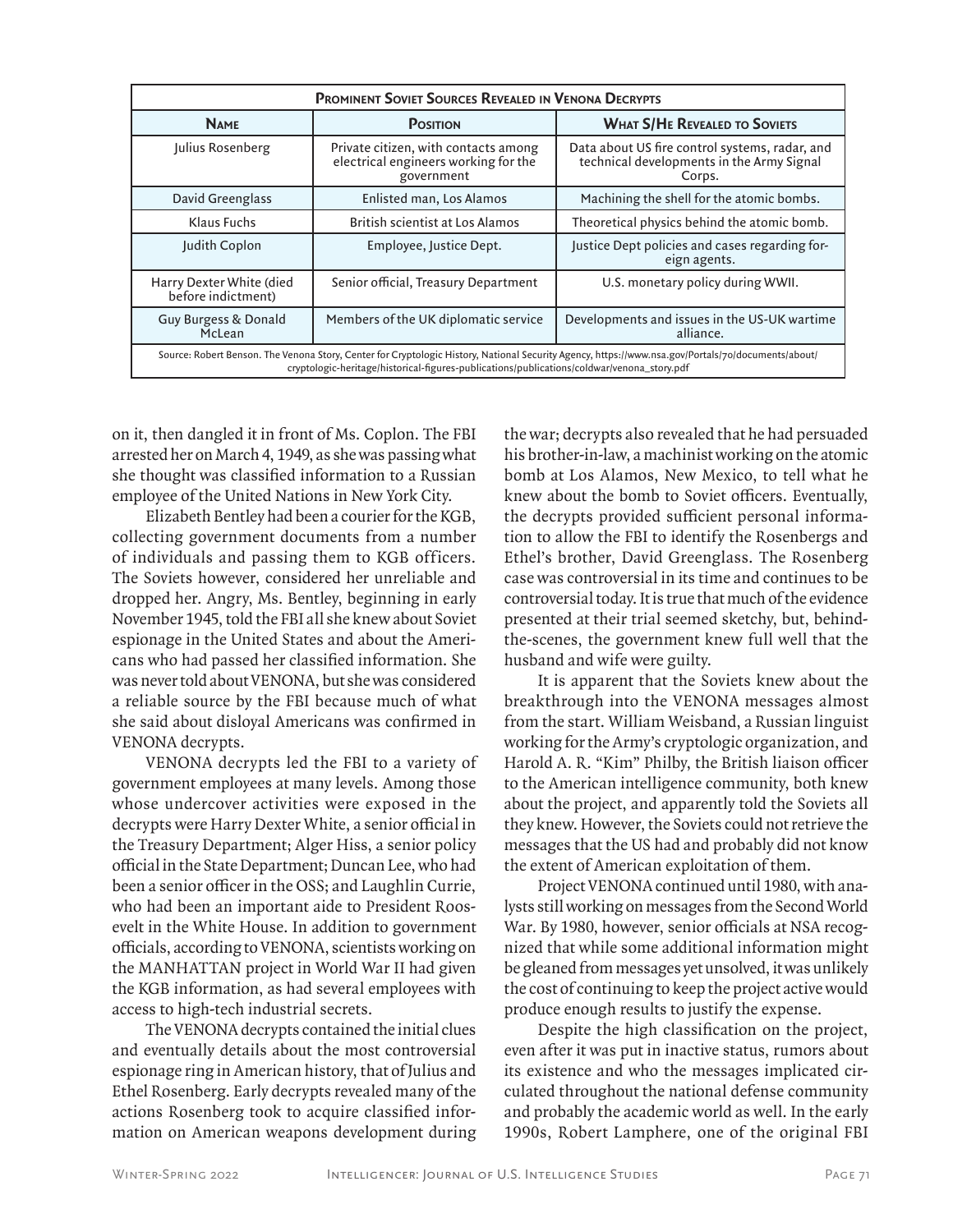| **Prominent Soviet Sources Revealed in Venona Decrypts** | | |
|---|---|---|
| **Name** | **Position** | **What S/He Revealed to Soviets** |
| Julius Rosenberg | Private citizen, with contacts among electrical engineers working for the government | Data about US fire control systems, radar, and technical developments in the Army Signal Corps. |
| David Greenglass | Enlisted man, Los Alamos | Machining the shell for the atomic bombs. |
| Klaus Fuchs | British scientist at Los Alamos | Theoretical physics behind the atomic bomb. |
| Judith Coplon | Employee, Justice Dept. | Justice Dept policies and cases regarding foreign agents. |
| Harry Dexter White (died before indictment) | Senior official, Treasury Department | U.S. monetary policy during WWII. |
| Guy Burgess & Donald McLean | Members of the UK diplomatic service | Developments and issues in the US-UK wartime alliance. |
| Source: Robert Benson. The Venona Story, Center for Cryptologic History, National Security Agency, https://www.nsa.gov/Portals/70/documents/about/cryptologic-heritage/historical-figures-publications/publications/coldwar/venona_story.pdf | | |

on it, then dangled it in front of Ms. Coplon. The FBI arrested her on March 4, 1949, as she was passing what she thought was classified information to a Russian employee of the United Nations in New York City.

Elizabeth Bentley had been a courier for the KGB, collecting government documents from a number of individuals and passing them to KGB officers. The Soviets however, considered her unreliable and dropped her. Angry, Ms. Bentley, beginning in early November 1945, told the FBI all she knew about Soviet espionage in the United States and about the Americans who had passed her classified information. She was never told about VENONA, but she was considered a reliable source by the FBI because much of what she said about disloyal Americans was confirmed in VENONA decrypts.

VENONA decrypts led the FBI to a variety of government employees at many levels. Among those whose undercover activities were exposed in the decrypts were Harry Dexter White, a senior official in the Treasury Department; Alger Hiss, a senior policy official in the State Department; Duncan Lee, who had been a senior officer in the OSS; and Laughlin Currie, who had been an important aide to President Roosevelt in the White House. In addition to government officials, according to VENONA, scientists working on the MANHATTAN project in World War II had given the KGB information, as had several employees with access to high-tech industrial secrets.

The VENONA decrypts contained the initial clues and eventually details about the most controversial espionage ring in American history, that of Julius and Ethel Rosenberg. Early decrypts revealed many of the actions Rosenberg took to acquire classified information on American weapons development during the war; decrypts also revealed that he had persuaded his brother-in-law, a machinist working on the atomic bomb at Los Alamos, New Mexico, to tell what he knew about the bomb to Soviet officers. Eventually, the decrypts provided sufficient personal information to allow the FBI to identify the Rosenbergs and Ethel's brother, David Greenglass. The Rosenberg case was controversial in its time and continues to be controversial today. It is true that much of the evidence presented at their trial seemed sketchy, but, behind-the-scenes, the government knew full well that the husband and wife were guilty.

It is apparent that the Soviets knew about the breakthrough into the VENONA messages almost from the start. William Weisband, a Russian linguist working for the Army's cryptologic organization, and Harold A. R. "Kim" Philby, the British liaison officer to the American intelligence community, both knew about the project, and apparently told the Soviets all they knew. However, the Soviets could not retrieve the messages that the US had and probably did not know the extent of American exploitation of them.

Project VENONA continued until 1980, with analysts still working on messages from the Second World War. By 1980, however, senior officials at NSA recognized that while some additional information might be gleaned from messages yet unsolved, it was unlikely the cost of continuing to keep the project active would produce enough results to justify the expense.

Despite the high classification on the project, even after it was put in inactive status, rumors about its existence and who the messages implicated circulated throughout the national defense community and probably the academic world as well. In the early 1990s, Robert Lamphere, one of the original FBI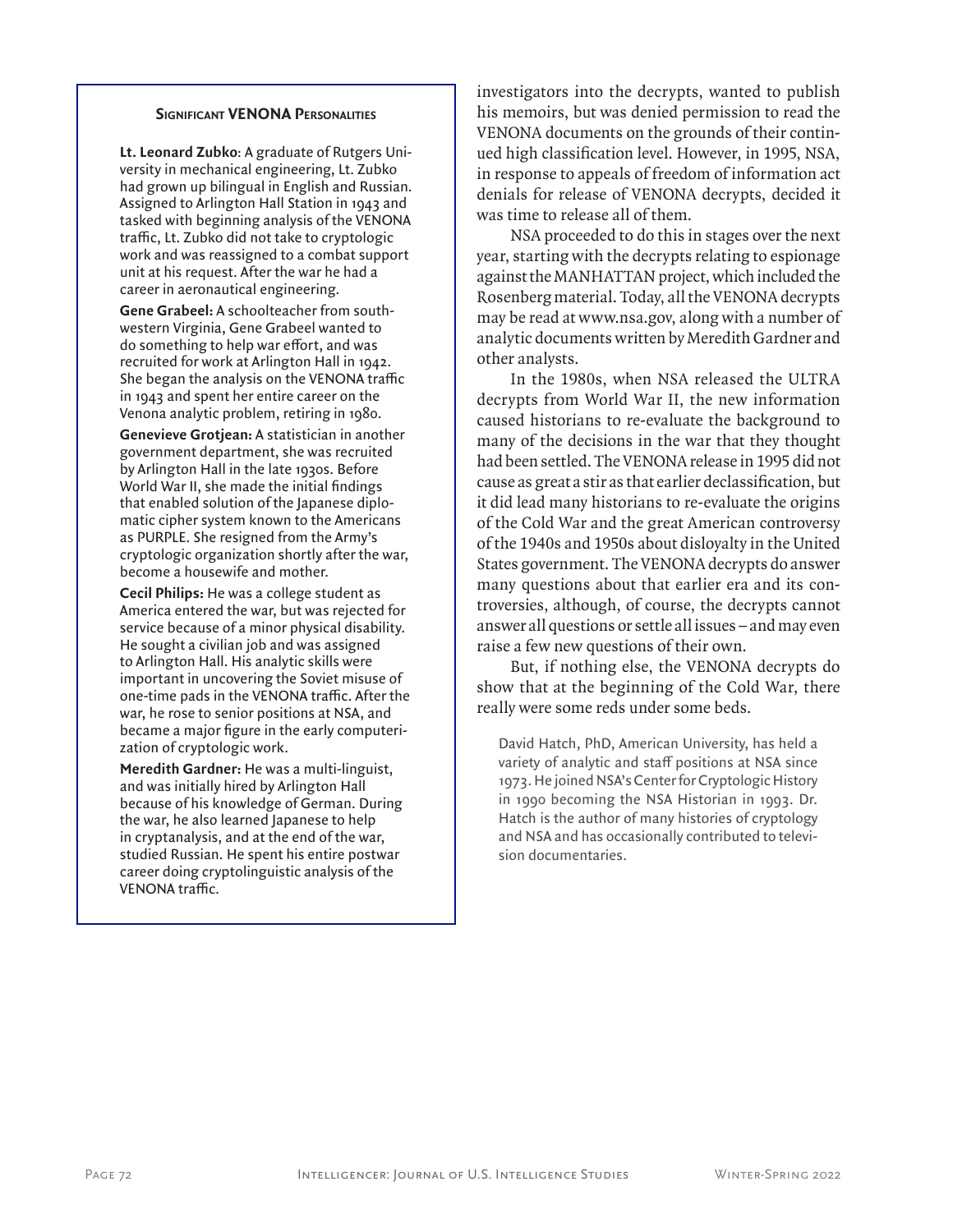### Significant VENONA Personalities

**Lt. Leonard Zubko**: A graduate of Rutgers University in mechanical engineering, Lt. Zubko had grown up bilingual in English and Russian. Assigned to Arlington Hall Station in 1943 and tasked with beginning analysis of the VENONA traffic, Lt. Zubko did not take to cryptologic work and was reassigned to a combat support unit at his request. After the war he had a career in aeronautical engineering.

**Gene Grabeel:** A schoolteacher from southwestern Virginia, Gene Grabeel wanted to do something to help war effort, and was recruited for work at Arlington Hall in 1942. She began the analysis on the VENONA traffic in 1943 and spent her entire career on the Venona analytic problem, retiring in 1980.

**Genevieve Grotjean:** A statistician in another government department, she was recruited by Arlington Hall in the late 1930s. Before World War II, she made the initial findings that enabled solution of the Japanese diplomatic cipher system known to the Americans as PURPLE. She resigned from the Army's cryptologic organization shortly after the war, become a housewife and mother.

**Cecil Philips:** He was a college student as America entered the war, but was rejected for service because of a minor physical disability. He sought a civilian job and was assigned to Arlington Hall. His analytic skills were important in uncovering the Soviet misuse of one-time pads in the VENONA traffic. After the war, he rose to senior positions at NSA, and became a major figure in the early computerization of cryptologic work.

**Meredith Gardner:** He was a multi-linguist, and was initially hired by Arlington Hall because of his knowledge of German. During the war, he also learned Japanese to help in cryptanalysis, and at the end of the war, studied Russian. He spent his entire postwar career doing cryptolinguistic analysis of the VENONA traffic.

investigators into the decrypts, wanted to publish his memoirs, but was denied permission to read the VENONA documents on the grounds of their continued high classification level. However, in 1995, NSA, in response to appeals of freedom of information act denials for release of VENONA decrypts, decided it was time to release all of them.

NSA proceeded to do this in stages over the next year, starting with the decrypts relating to espionage against the MANHATTAN project, which included the Rosenberg material. Today, all the VENONA decrypts may be read at www.nsa.gov, along with a number of analytic documents written by Meredith Gardner and other analysts.

In the 1980s, when NSA released the ULTRA decrypts from World War II, the new information caused historians to re-evaluate the background to many of the decisions in the war that they thought had been settled. The VENONA release in 1995 did not cause as great a stir as that earlier declassification, but it did lead many historians to re-evaluate the origins of the Cold War and the great American controversy of the 1940s and 1950s about disloyalty in the United States government. The VENONA decrypts do answer many questions about that earlier era and its controversies, although, of course, the decrypts cannot answer all questions or settle all issues – and may even raise a few new questions of their own.

But, if nothing else, the VENONA decrypts do show that at the beginning of the Cold War, there really were some reds under some beds.

David Hatch, PhD, American University, has held a variety of analytic and staff positions at NSA since 1973. He joined NSA's Center for Cryptologic History in 1990 becoming the NSA Historian in 1993. Dr. Hatch is the author of many histories of cryptology and NSA and has occasionally contributed to television documentaries.